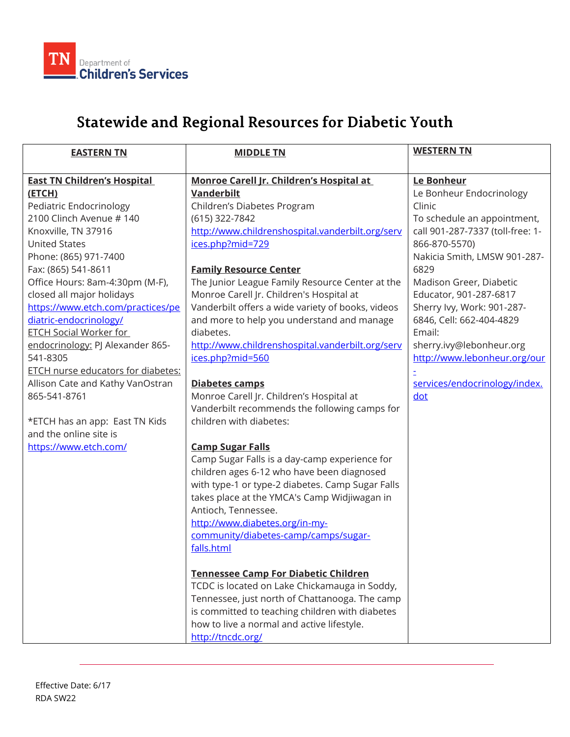TN Department of Children's Services

# Statewide and Regional Resources for Diabetic Youth

| EASTERN TN | MIDDLE TN | WESTERN TN |
|---|---|---|
| **East TN Children's Hospital (ETCH)**<br>Pediatric Endocrinology<br>2100 Clinch Avenue # 140<br>Knoxville, TN 37916<br>United States<br>Phone: (865) 971-7400<br>Fax: (865) 541-8611<br>Office Hours: 8am-4:30pm (M-F), closed all major holidays<br>https://www.etch.com/practices/pediatric-endocrinology/<br>ETCH Social Worker for endocrinology: PJ Alexander 865-541-8305<br>ETCH nurse educators for diabetes: Allison Cate and Kathy VanOstran 865-541-8761<br><br>*ETCH has an app: East TN Kids and the online site is https://www.etch.com/ | **Monroe Carell Jr. Children's Hospital at Vanderbilt**<br>Children's Diabetes Program<br>(615) 322-7842<br>http://www.childrenshospital.vanderbilt.org/services.php?mid=729<br><br>**Family Resource Center**<br>The Junior League Family Resource Center at the Monroe Carell Jr. Children's Hospital at Vanderbilt offers a wide variety of books, videos and more to help you understand and manage diabetes.<br>http://www.childrenshospital.vanderbilt.org/services.php?mid=560<br><br>**Diabetes camps**<br>Monroe Carell Jr. Children's Hospital at Vanderbilt recommends the following camps for children with diabetes:<br><br>**Camp Sugar Falls**<br>Camp Sugar Falls is a day-camp experience for children ages 6-12 who have been diagnosed with type-1 or type-2 diabetes. Camp Sugar Falls takes place at the YMCA's Camp Widjiwagan in Antioch, Tennessee.<br>http://www.diabetes.org/in-my-community/diabetes-camp/camps/sugar-falls.html<br><br>**Tennessee Camp For Diabetic Children**<br>TCDC is located on Lake Chickamauga in Soddy, Tennessee, just north of Chattanooga. The camp is committed to teaching children with diabetes how to live a normal and active lifestyle.<br>http://tncdc.org/ | **Le Bonheur**<br>Le Bonheur Endocrinology Clinic<br>To schedule an appointment, call 901-287-7337 (toll-free: 1-866-870-5570)<br>Nakicia Smith, LMSW 901-287-6829<br>Madison Greer, Diabetic Educator, 901-287-6817<br>Sherry Ivy, Work: 901-287-6846, Cell: 662-404-4829<br>Email: sherry.ivy@lebonheur.org<br>http://www.lebonheur.org/our-services/endocrinology/index.dot |

Effective Date: 6/17
RDA SW22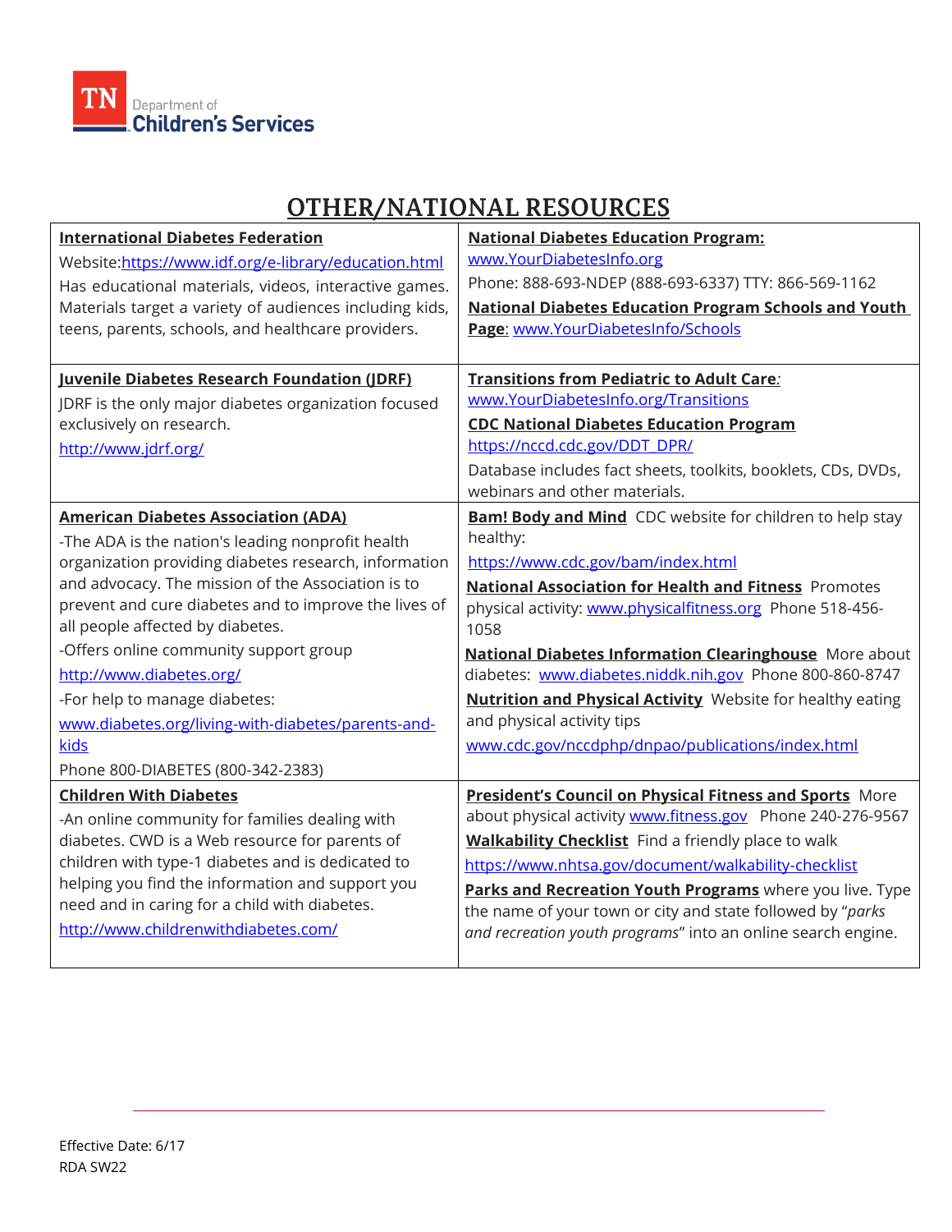TN Department of Children's Services

# OTHER/NATIONAL RESOURCES

| | |
|---|---|
| **International Diabetes Federation**<br>Website:https://www.idf.org/e-library/education.html<br>Has educational materials, videos, interactive games. Materials target a variety of audiences including kids, teens, parents, schools, and healthcare providers. | **National Diabetes Education Program:**<br>www.YourDiabetesInfo.org<br>Phone: 888-693-NDEP (888-693-6337) TTY: 866-569-1162<br>**National Diabetes Education Program Schools and Youth Page**: www.YourDiabetesInfo/Schools |
| **Juvenile Diabetes Research Foundation (JDRF)**<br>JDRF is the only major diabetes organization focused exclusively on research.<br>http://www.jdrf.org/ | **Transitions from Pediatric to Adult Care**:<br>www.YourDiabetesInfo.org/Transitions<br>**CDC National Diabetes Education Program**<br>https://nccd.cdc.gov/DDT_DPR/<br>Database includes fact sheets, toolkits, booklets, CDs, DVDs, webinars and other materials. |
| **American Diabetes Association (ADA)**<br>-The ADA is the nation's leading nonprofit health organization providing diabetes research, information and advocacy. The mission of the Association is to prevent and cure diabetes and to improve the lives of all people affected by diabetes.<br>-Offers online community support group<br>http://www.diabetes.org/<br>-For help to manage diabetes:<br>www.diabetes.org/living-with-diabetes/parents-and-kids<br>Phone 800-DIABETES (800-342-2383) | **Bam! Body and Mind** CDC website for children to help stay healthy:<br>https://www.cdc.gov/bam/index.html<br>**National Association for Health and Fitness** Promotes physical activity: www.physicalfitness.org Phone 518-456-1058<br>**National Diabetes Information Clearinghouse** More about diabetes: www.diabetes.niddk.nih.gov Phone 800-860-8747<br>**Nutrition and Physical Activity** Website for healthy eating and physical activity tips<br>www.cdc.gov/nccdphp/dnpao/publications/index.html |
| **Children With Diabetes**<br>-An online community for families dealing with diabetes. CWD is a Web resource for parents of children with type-1 diabetes and is dedicated to helping you find the information and support you need and in caring for a child with diabetes.<br>http://www.childrenwithdiabetes.com/ | **President's Council on Physical Fitness and Sports** More about physical activity www.fitness.gov Phone 240-276-9567<br>**Walkability Checklist** Find a friendly place to walk<br>https://www.nhtsa.gov/document/walkability-checklist<br>**Parks and Recreation Youth Programs** where you live. Type the name of your town or city and state followed by "*parks and recreation youth programs*" into an online search engine. |

Effective Date: 6/17
RDA SW22